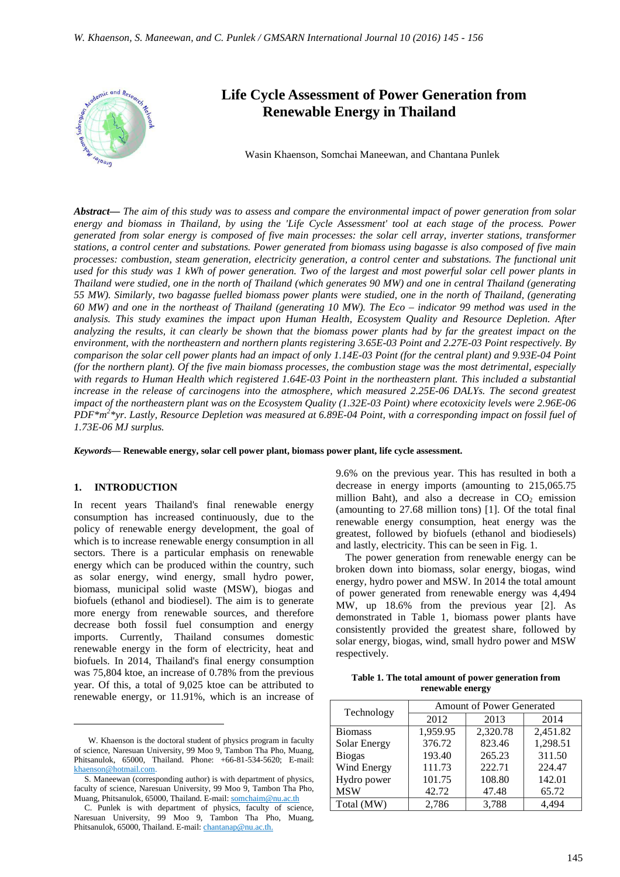# Life Cycle Assessment of Power Generation from Renewable Energy in Thailand

Wasin Khaenson, Somchai Maneewan, and Chantana Punlek

***Abstract*— *The aim of this study was to assess and compare the environmental impact of power generation from solar energy and biomass in Thailand, by using the 'Life Cycle Assessment' tool at each stage of the process. Power generated from solar energy is composed of five main processes: the solar cell array, inverter stations, transformer stations, a control center and substations. Power generated from biomass using bagasse is also composed of five main processes: combustion, steam generation, electricity generation, a control center and substations. The functional unit used for this study was 1 kWh of power generation. Two of the largest and most powerful solar cell power plants in Thailand were studied, one in the north of Thailand (which generates 90 MW) and one in central Thailand (generating 55 MW). Similarly, two bagasse fuelled biomass power plants were studied, one in the north of Thailand, (generating 60 MW) and one in the northeast of Thailand (generating 10 MW). The Eco – indicator 99 method was used in the analysis. This study examines the impact upon Human Health, Ecosystem Quality and Resource Depletion. After analyzing the results, it can clearly be shown that the biomass power plants had by far the greatest impact on the environment, with the northeastern and northern plants registering 3.65E-03 Point and 2.27E-03 Point respectively. By comparison the solar cell power plants had an impact of only 1.14E-03 Point (for the central plant) and 9.93E-04 Point (for the northern plant). Of the five main biomass processes, the combustion stage was the most detrimental, especially with regards to Human Health which registered 1.64E-03 Point in the northeastern plant. This included a substantial increase in the release of carcinogens into the atmosphere, which measured 2.25E-06 DALYs. The second greatest impact of the northeastern plant was on the Ecosystem Quality (1.32E-03 Point) where ecotoxicity levels were 2.96E-06 PDF\*m$^2$\*yr. Lastly, Resource Depletion was measured at 6.89E-04 Point, with a corresponding impact on fossil fuel of 1.73E-06 MJ surplus.***

***Keywords*— Renewable energy, solar cell power plant, biomass power plant, life cycle assessment.**

## 1. INTRODUCTION

In recent years Thailand's final renewable energy consumption has increased continuously, due to the policy of renewable energy development, the goal of which is to increase renewable energy consumption in all sectors. There is a particular emphasis on renewable energy which can be produced within the country, such as solar energy, wind energy, small hydro power, biomass, municipal solid waste (MSW), biogas and biofuels (ethanol and biodiesel). The aim is to generate more energy from renewable sources, and therefore decrease both fossil fuel consumption and energy imports. Currently, Thailand consumes domestic renewable energy in the form of electricity, heat and biofuels. In 2014, Thailand's final energy consumption was 75,804 ktoe, an increase of 0.78% from the previous year. Of this, a total of 9,025 ktoe can be attributed to renewable energy, or 11.91%, which is an increase of 9.6% on the previous year. This has resulted in both a decrease in energy imports (amounting to 215,065.75 million Baht), and also a decrease in $CO_2$ emission (amounting to 27.68 million tons) [1]. Of the total final renewable energy consumption, heat energy was the greatest, followed by biofuels (ethanol and biodiesels) and lastly, electricity. This can be seen in Fig. 1.

The power generation from renewable energy can be broken down into biomass, solar energy, biogas, wind energy, hydro power and MSW. In 2014 the total amount of power generated from renewable energy was 4,494 MW, up 18.6% from the previous year [2]. As demonstrated in Table 1, biomass power plants have consistently provided the greatest share, followed by solar energy, biogas, wind, small hydro power and MSW respectively.

**Table 1. The total amount of power generation from renewable energy**

| Technology | Amount of Power Generated | | |
|---|---|---|---|
| | 2012 | 2013 | 2014 |
| Biomass | 1,959.95 | 2,320.78 | 2,451.82 |
| Solar Energy | 376.72 | 823.46 | 1,298.51 |
| Biogas | 193.40 | 265.23 | 311.50 |
| Wind Energy | 111.73 | 222.71 | 224.47 |
| Hydro power | 101.75 | 108.80 | 142.01 |
| MSW | 42.72 | 47.48 | 65.72 |
| Total (MW) | 2,786 | 3,788 | 4,494 |

---

W. Khaenson is the doctoral student of physics program in faculty of science, Naresuan University, 99 Moo 9, Tambon Tha Pho, Muang, Phitsanulok, 65000, Thailand. Phone: +66-81-534-5620; E-mail: khaenson@hotmail.com.

S. Maneewan (corresponding author) is with department of physics, faculty of science, Naresuan University, 99 Moo 9, Tambon Tha Pho, Muang, Phitsanulok, 65000, Thailand. E-mail: somchaim@nu.ac.th

C. Punlek is with department of physics, faculty of science, Naresuan University, 99 Moo 9, Tambon Tha Pho, Muang, Phitsanulok, 65000, Thailand. E-mail: chantanap@nu.ac.th.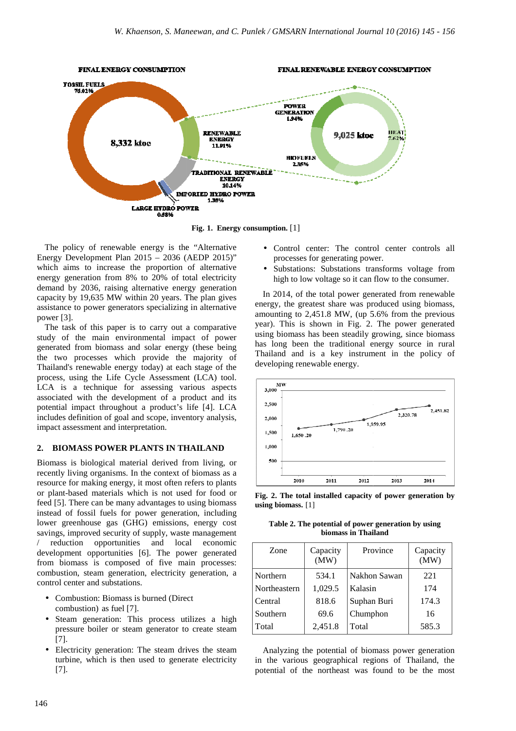Fig. 1. Energy consumption. [1]

The policy of renewable energy is the “Alternative Energy Development Plan 2015 – 2036 (AEDP 2015)” which aims to increase the proportion of alternative energy generation from 8% to 20% of total electricity demand by 2036, raising alternative energy generation capacity by 19,635 MW within 20 years. The plan gives assistance to power generators specializing in alternative power [3].

The task of this paper is to carry out a comparative study of the main environmental impact of power generated from biomass and solar energy (these being the two processes which provide the majority of Thailand's renewable energy today) at each stage of the process, using the Life Cycle Assessment (LCA) tool. LCA is a technique for assessing various aspects associated with the development of a product and its potential impact throughout a product’s life [4]. LCA includes definition of goal and scope, inventory analysis, impact assessment and interpretation.

## 2. BIOMASS POWER PLANTS IN THAILAND

Biomass is biological material derived from living, or recently living organisms. In the context of biomass as a resource for making energy, it most often refers to plants or plant-based materials which is not used for food or feed [5]. There can be many advantages to using biomass instead of fossil fuels for power generation, including lower greenhouse gas (GHG) emissions, energy cost savings, improved security of supply, waste management / reduction opportunities and local economic development opportunities [6]. The power generated from biomass is composed of five main processes: combustion, steam generation, electricity generation, a control center and substations.

- Combustion: Biomass is burned (Direct combustion) as fuel [7].
- Steam generation: This process utilizes a high pressure boiler or steam generator to create steam [7].
- Electricity generation: The steam drives the steam turbine, which is then used to generate electricity [7].
- Control center: The control center controls all processes for generating power.
- Substations: Substations transforms voltage from high to low voltage so it can flow to the consumer.

In 2014, of the total power generated from renewable energy, the greatest share was produced using biomass, amounting to 2,451.8 MW, (up 5.6% from the previous year). This is shown in Fig. 2. The power generated using biomass has been steadily growing, since biomass has long been the traditional energy source in rural Thailand and is a key instrument in the policy of developing renewable energy.

Fig. 2. The total installed capacity of power generation by using biomass. [1]

Table 2. The potential of power generation by using biomass in Thailand

| Zone | Capacity (MW) | Province | Capacity (MW) |
|---|---|---|---|
| Northern | 534.1 | Nakhon Sawan | 221 |
| Northeastern | 1,029.5 | Kalasin | 174 |
| Central | 818.6 | Suphan Buri | 174.3 |
| Southern | 69.6 | Chumphon | 16 |
| Total | 2,451.8 | Total | 585.3 |

Analyzing the potential of biomass power generation in the various geographical regions of Thailand, the potential of the northeast was found to be the most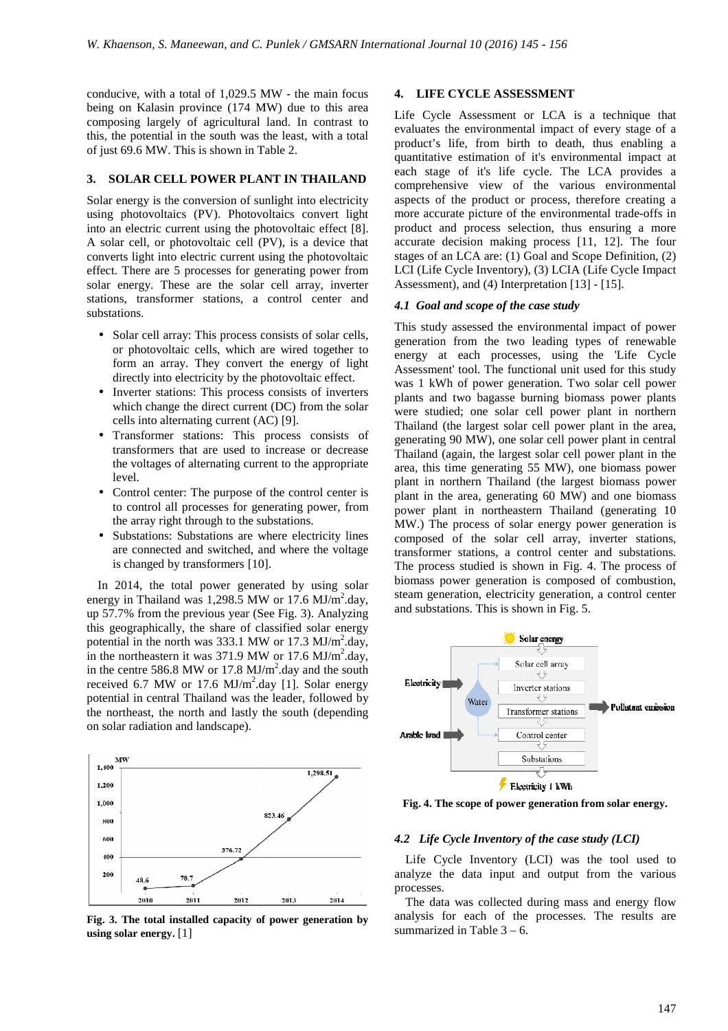conducive, with a total of 1,029.5 MW - the main focus being on Kalasin province (174 MW) due to this area composing largely of agricultural land. In contrast to this, the potential in the south was the least, with a total of just 69.6 MW. This is shown in Table 2.

## 3. SOLAR CELL POWER PLANT IN THAILAND

Solar energy is the conversion of sunlight into electricity using photovoltaics (PV). Photovoltaics convert light into an electric current using the photovoltaic effect [8]. A solar cell, or photovoltaic cell (PV), is a device that converts light into electric current using the photovoltaic effect. There are 5 processes for generating power from solar energy. These are the solar cell array, inverter stations, transformer stations, a control center and substations.

- Solar cell array: This process consists of solar cells, or photovoltaic cells, which are wired together to form an array. They convert the energy of light directly into electricity by the photovoltaic effect.
- Inverter stations: This process consists of inverters which change the direct current (DC) from the solar cells into alternating current (AC) [9].
- Transformer stations: This process consists of transformers that are used to increase or decrease the voltages of alternating current to the appropriate level.
- Control center: The purpose of the control center is to control all processes for generating power, from the array right through to the substations.
- Substations: Substations are where electricity lines are connected and switched, and where the voltage is changed by transformers [10].

In 2014, the total power generated by using solar energy in Thailand was 1,298.5 MW or 17.6 MJ/m$^2$.day, up 57.7% from the previous year (See Fig. 3). Analyzing this geographically, the share of classified solar energy potential in the north was 333.1 MW or 17.3 MJ/m$^2$.day, in the northeastern it was 371.9 MW or 17.6 MJ/m$^2$.day, in the centre 586.8 MW or 17.8 MJ/m$^2$.day and the south received 6.7 MW or 17.6 MJ/m$^2$.day [1]. Solar energy potential in central Thailand was the leader, followed by the northeast, the north and lastly the south (depending on solar radiation and landscape).

**Fig. 3. The total installed capacity of power generation by using solar energy.** [1]

## 4. LIFE CYCLE ASSESSMENT

Life Cycle Assessment or LCA is a technique that evaluates the environmental impact of every stage of a product's life, from birth to death, thus enabling a quantitative estimation of it's environmental impact at each stage of it's life cycle. The LCA provides a comprehensive view of the various environmental aspects of the product or process, therefore creating a more accurate picture of the environmental trade-offs in product and process selection, thus ensuring a more accurate decision making process [11, 12]. The four stages of an LCA are: (1) Goal and Scope Definition, (2) LCI (Life Cycle Inventory), (3) LCIA (Life Cycle Impact Assessment), and (4) Interpretation [13] - [15].

### *4.1 Goal and scope of the case study*

This study assessed the environmental impact of power generation from the two leading types of renewable energy at each processes, using the 'Life Cycle Assessment' tool. The functional unit used for this study was 1 kWh of power generation. Two solar cell power plants and two bagasse burning biomass power plants were studied; one solar cell power plant in northern Thailand (the largest solar cell power plant in the area, generating 90 MW), one solar cell power plant in central Thailand (again, the largest solar cell power plant in the area, this time generating 55 MW), one biomass power plant in northern Thailand (the largest biomass power plant in the area, generating 60 MW) and one biomass power plant in northeastern Thailand (generating 10 MW.) The process of solar energy power generation is composed of the solar cell array, inverter stations, transformer stations, a control center and substations. The process studied is shown in Fig. 4. The process of biomass power generation is composed of combustion, steam generation, electricity generation, a control center and substations. This is shown in Fig. 5.

**Fig. 4. The scope of power generation from solar energy.**

### *4.2 Life Cycle Inventory of the case study (LCI)*

Life Cycle Inventory (LCI) was the tool used to analyze the data input and output from the various processes.

The data was collected during mass and energy flow analysis for each of the processes. The results are summarized in Table 3 – 6.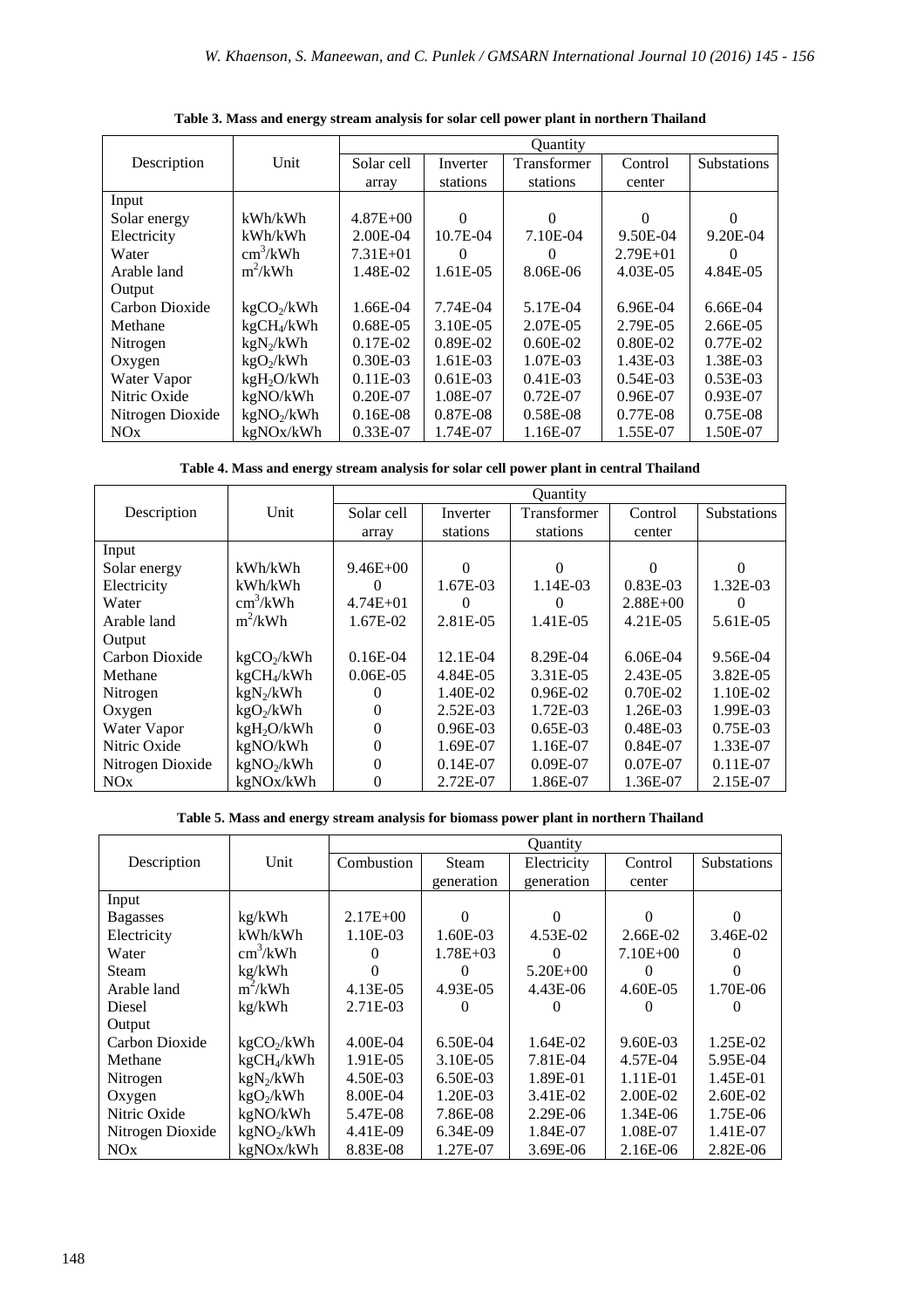**Table 3. Mass and energy stream analysis for solar cell power plant in northern Thailand**

| Description | Unit | Quantity | | | | |
|---|---|---|---|---|---|---|
| | | Solar cell array | Inverter stations | Transformer stations | Control center | Substations |
| Input | | | | | | |
| Solar energy | kWh/kWh | 4.87E+00 | 0 | 0 | 0 | 0 |
| Electricity | kWh/kWh | 2.00E-04 | 10.7E-04 | 7.10E-04 | 9.50E-04 | 9.20E-04 |
| Water | $cm^3$/kWh | 7.31E+01 | 0 | 0 | 2.79E+01 | 0 |
| Arable land | $m^2$/kWh | 1.48E-02 | 1.61E-05 | 8.06E-06 | 4.03E-05 | 4.84E-05 |
| Output | | | | | | |
| Carbon Dioxide | $kgCO_2$/kWh | 1.66E-04 | 7.74E-04 | 5.17E-04 | 6.96E-04 | 6.66E-04 |
| Methane | $kgCH_4$/kWh | 0.68E-05 | 3.10E-05 | 2.07E-05 | 2.79E-05 | 2.66E-05 |
| Nitrogen | $kgN_2$/kWh | 0.17E-02 | 0.89E-02 | 0.60E-02 | 0.80E-02 | 0.77E-02 |
| Oxygen | $kgO_2$/kWh | 0.30E-03 | 1.61E-03 | 1.07E-03 | 1.43E-03 | 1.38E-03 |
| Water Vapor | $kgH_2O$/kWh | 0.11E-03 | 0.61E-03 | 0.41E-03 | 0.54E-03 | 0.53E-03 |
| Nitric Oxide | kgNO/kWh | 0.20E-07 | 1.08E-07 | 0.72E-07 | 0.96E-07 | 0.93E-07 |
| Nitrogen Dioxide | $kgNO_2$/kWh | 0.16E-08 | 0.87E-08 | 0.58E-08 | 0.77E-08 | 0.75E-08 |
| NOx | kgNOx/kWh | 0.33E-07 | 1.74E-07 | 1.16E-07 | 1.55E-07 | 1.50E-07 |

**Table 4. Mass and energy stream analysis for solar cell power plant in central Thailand**

| Description | Unit | Quantity | | | | |
|---|---|---|---|---|---|---|
| | | Solar cell array | Inverter stations | Transformer stations | Control center | Substations |
| Input | | | | | | |
| Solar energy | kWh/kWh | 9.46E+00 | 0 | 0 | 0 | 0 |
| Electricity | kWh/kWh | 0 | 1.67E-03 | 1.14E-03 | 0.83E-03 | 1.32E-03 |
| Water | $cm^3$/kWh | 4.74E+01 | 0 | 0 | 2.88E+00 | 0 |
| Arable land | $m^2$/kWh | 1.67E-02 | 2.81E-05 | 1.41E-05 | 4.21E-05 | 5.61E-05 |
| Output | | | | | | |
| Carbon Dioxide | $kgCO_2$/kWh | 0.16E-04 | 12.1E-04 | 8.29E-04 | 6.06E-04 | 9.56E-04 |
| Methane | $kgCH_4$/kWh | 0.06E-05 | 4.84E-05 | 3.31E-05 | 2.43E-05 | 3.82E-05 |
| Nitrogen | $kgN_2$/kWh | 0 | 1.40E-02 | 0.96E-02 | 0.70E-02 | 1.10E-02 |
| Oxygen | $kgO_2$/kWh | 0 | 2.52E-03 | 1.72E-03 | 1.26E-03 | 1.99E-03 |
| Water Vapor | $kgH_2O$/kWh | 0 | 0.96E-03 | 0.65E-03 | 0.48E-03 | 0.75E-03 |
| Nitric Oxide | kgNO/kWh | 0 | 1.69E-07 | 1.16E-07 | 0.84E-07 | 1.33E-07 |
| Nitrogen Dioxide | $kgNO_2$/kWh | 0 | 0.14E-07 | 0.09E-07 | 0.07E-07 | 0.11E-07 |
| NOx | kgNOx/kWh | 0 | 2.72E-07 | 1.86E-07 | 1.36E-07 | 2.15E-07 |

**Table 5. Mass and energy stream analysis for biomass power plant in northern Thailand**

| Description | Unit | Quantity | | | | |
|---|---|---|---|---|---|---|
| | | Combustion | Steam generation | Electricity generation | Control center | Substations |
| Input | | | | | | |
| Bagasses | kg/kWh | 2.17E+00 | 0 | 0 | 0 | 0 |
| Electricity | kWh/kWh | 1.10E-03 | 1.60E-03 | 4.53E-02 | 2.66E-02 | 3.46E-02 |
| Water | $cm^3$/kWh | 0 | 1.78E+03 | 0 | 7.10E+00 | 0 |
| Steam | kg/kWh | 0 | 0 | 5.20E+00 | 0 | 0 |
| Arable land | $m^2$/kWh | 4.13E-05 | 4.93E-05 | 4.43E-06 | 4.60E-05 | 1.70E-06 |
| Diesel | kg/kWh | 2.71E-03 | 0 | 0 | 0 | 0 |
| Output | | | | | | |
| Carbon Dioxide | $kgCO_2$/kWh | 4.00E-04 | 6.50E-04 | 1.64E-02 | 9.60E-03 | 1.25E-02 |
| Methane | $kgCH_4$/kWh | 1.91E-05 | 3.10E-05 | 7.81E-04 | 4.57E-04 | 5.95E-04 |
| Nitrogen | $kgN_2$/kWh | 4.50E-03 | 6.50E-03 | 1.89E-01 | 1.11E-01 | 1.45E-01 |
| Oxygen | $kgO_2$/kWh | 8.00E-04 | 1.20E-03 | 3.41E-02 | 2.00E-02 | 2.60E-02 |
| Nitric Oxide | kgNO/kWh | 5.47E-08 | 7.86E-08 | 2.29E-06 | 1.34E-06 | 1.75E-06 |
| Nitrogen Dioxide | $kgNO_2$/kWh | 4.41E-09 | 6.34E-09 | 1.84E-07 | 1.08E-07 | 1.41E-07 |
| NOx | kgNOx/kWh | 8.83E-08 | 1.27E-07 | 3.69E-06 | 2.16E-06 | 2.82E-06 |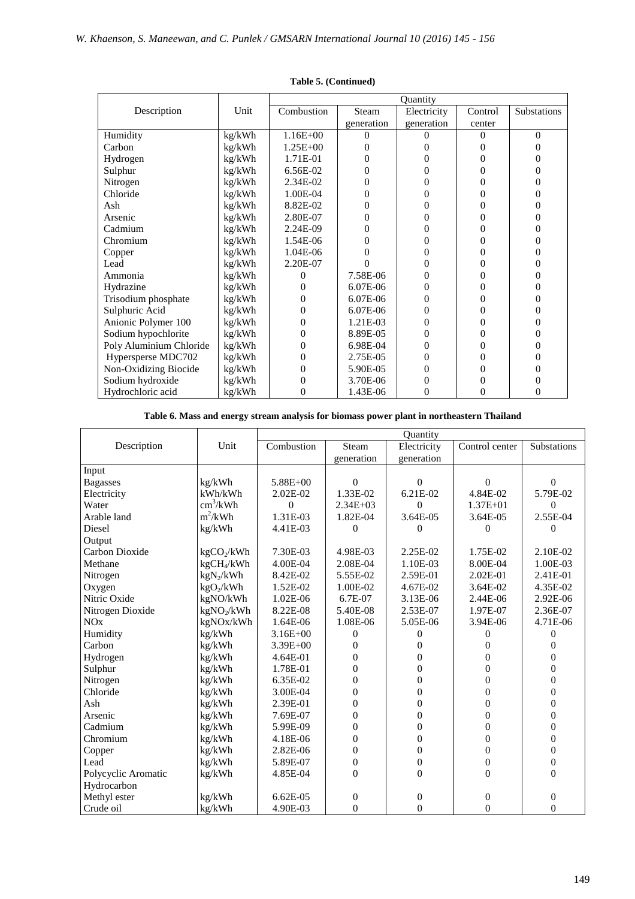**Table 5. (Continued)**

| Description | Unit | Quantity | | | | |
|---|---|---|---|---|---|---|
| | | Combustion | Steam generation | Electricity generation | Control center | Substations |
| Humidity | kg/kWh | 1.16E+00 | 0 | 0 | 0 | 0 |
| Carbon | kg/kWh | 1.25E+00 | 0 | 0 | 0 | 0 |
| Hydrogen | kg/kWh | 1.71E-01 | 0 | 0 | 0 | 0 |
| Sulphur | kg/kWh | 6.56E-02 | 0 | 0 | 0 | 0 |
| Nitrogen | kg/kWh | 2.34E-02 | 0 | 0 | 0 | 0 |
| Chloride | kg/kWh | 1.00E-04 | 0 | 0 | 0 | 0 |
| Ash | kg/kWh | 8.82E-02 | 0 | 0 | 0 | 0 |
| Arsenic | kg/kWh | 2.80E-07 | 0 | 0 | 0 | 0 |
| Cadmium | kg/kWh | 2.24E-09 | 0 | 0 | 0 | 0 |
| Chromium | kg/kWh | 1.54E-06 | 0 | 0 | 0 | 0 |
| Copper | kg/kWh | 1.04E-06 | 0 | 0 | 0 | 0 |
| Lead | kg/kWh | 2.20E-07 | 0 | 0 | 0 | 0 |
| Ammonia | kg/kWh | 0 | 7.58E-06 | 0 | 0 | 0 |
| Hydrazine | kg/kWh | 0 | 6.07E-06 | 0 | 0 | 0 |
| Trisodium phosphate | kg/kWh | 0 | 6.07E-06 | 0 | 0 | 0 |
| Sulphuric Acid | kg/kWh | 0 | 6.07E-06 | 0 | 0 | 0 |
| Anionic Polymer 100 | kg/kWh | 0 | 1.21E-03 | 0 | 0 | 0 |
| Sodium hypochlorite | kg/kWh | 0 | 8.89E-05 | 0 | 0 | 0 |
| Poly Aluminium Chloride | kg/kWh | 0 | 6.98E-04 | 0 | 0 | 0 |
| Hypersperse MDC702 | kg/kWh | 0 | 2.75E-05 | 0 | 0 | 0 |
| Non-Oxidizing Biocide | kg/kWh | 0 | 5.90E-05 | 0 | 0 | 0 |
| Sodium hydroxide | kg/kWh | 0 | 3.70E-06 | 0 | 0 | 0 |
| Hydrochloric acid | kg/kWh | 0 | 1.43E-06 | 0 | 0 | 0 |

**Table 6. Mass and energy stream analysis for biomass power plant in northeastern Thailand**

| Description | Unit | Quantity | | | | |
|---|---|---|---|---|---|---|
| | | Combustion | Steam generation | Electricity generation | Control center | Substations |
| Input | | | | | | |
| Bagasses | kg/kWh | 5.88E+00 | 0 | 0 | 0 | 0 |
| Electricity | kWh/kWh | 2.02E-02 | 1.33E-02 | 6.21E-02 | 4.84E-02 | 5.79E-02 |
| Water | $cm^3$/kWh | 0 | 2.34E+03 | 0 | 1.37E+01 | 0 |
| Arable land | $m^2$/kWh | 1.31E-03 | 1.82E-04 | 3.64E-05 | 3.64E-05 | 2.55E-04 |
| Diesel | kg/kWh | 4.41E-03 | 0 | 0 | 0 | 0 |
| Output | | | | | | |
| Carbon Dioxide | $kgCO_2$/kWh | 7.30E-03 | 4.98E-03 | 2.25E-02 | 1.75E-02 | 2.10E-02 |
| Methane | $kgCH_4$/kWh | 4.00E-04 | 2.08E-04 | 1.10E-03 | 8.00E-04 | 1.00E-03 |
| Nitrogen | $kgN_2$/kWh | 8.42E-02 | 5.55E-02 | 2.59E-01 | 2.02E-01 | 2.41E-01 |
| Oxygen | $kgO_2$/kWh | 1.52E-02 | 1.00E-02 | 4.67E-02 | 3.64E-02 | 4.35E-02 |
| Nitric Oxide | kgNO/kWh | 1.02E-06 | 6.7E-07 | 3.13E-06 | 2.44E-06 | 2.92E-06 |
| Nitrogen Dioxide | $kgNO_2$/kWh | 8.22E-08 | 5.40E-08 | 2.53E-07 | 1.97E-07 | 2.36E-07 |
| NOx | kgNOx/kWh | 1.64E-06 | 1.08E-06 | 5.05E-06 | 3.94E-06 | 4.71E-06 |
| Humidity | kg/kWh | 3.16E+00 | 0 | 0 | 0 | 0 |
| Carbon | kg/kWh | 3.39E+00 | 0 | 0 | 0 | 0 |
| Hydrogen | kg/kWh | 4.64E-01 | 0 | 0 | 0 | 0 |
| Sulphur | kg/kWh | 1.78E-01 | 0 | 0 | 0 | 0 |
| Nitrogen | kg/kWh | 6.35E-02 | 0 | 0 | 0 | 0 |
| Chloride | kg/kWh | 3.00E-04 | 0 | 0 | 0 | 0 |
| Ash | kg/kWh | 2.39E-01 | 0 | 0 | 0 | 0 |
| Arsenic | kg/kWh | 7.69E-07 | 0 | 0 | 0 | 0 |
| Cadmium | kg/kWh | 5.99E-09 | 0 | 0 | 0 | 0 |
| Chromium | kg/kWh | 4.18E-06 | 0 | 0 | 0 | 0 |
| Copper | kg/kWh | 2.82E-06 | 0 | 0 | 0 | 0 |
| Lead | kg/kWh | 5.89E-07 | 0 | 0 | 0 | 0 |
| Polycyclic Aromatic Hydrocarbon | kg/kWh | 4.85E-04 | 0 | 0 | 0 | 0 |
| Methyl ester | kg/kWh | 6.62E-05 | 0 | 0 | 0 | 0 |
| Crude oil | kg/kWh | 4.90E-03 | 0 | 0 | 0 | 0 |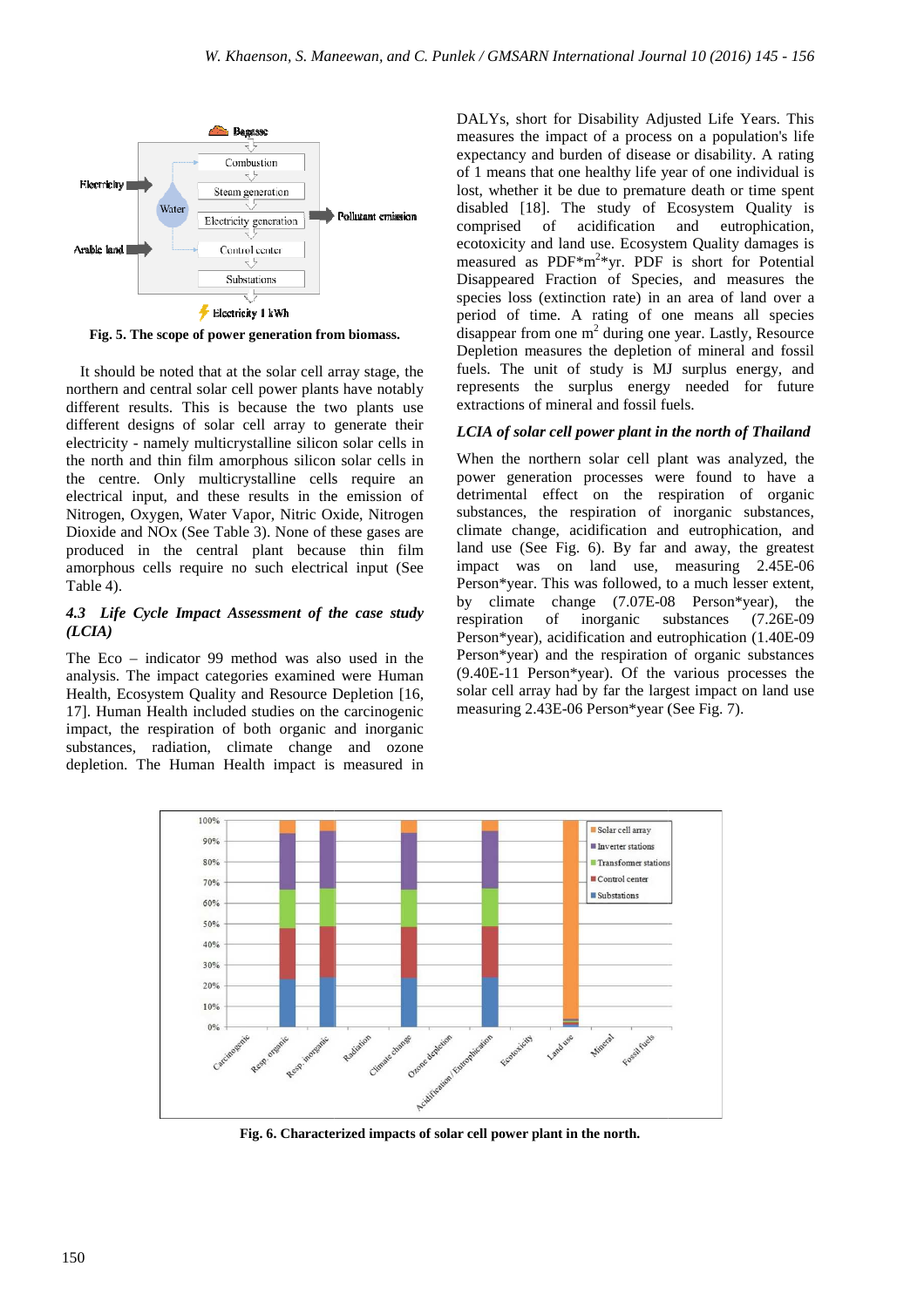Fig. 5. The scope of power generation from biomass.

It should be noted that at the solar cell array stage, the northern and central solar cell power plants have notably different results. This is because the two plants use different designs of solar cell array to generate their electricity - namely multicrystalline silicon solar cells in the north and thin film amorphous silicon solar cells in the centre. Only multicrystalline cells require an electrical input, and these results in the emission of Nitrogen, Oxygen, Water Vapor, Nitric Oxide, Nitrogen Dioxide and NOx (See Table 3). None of these gases are produced in the central plant because thin film amorphous cells require no such electrical input (See Table 4).

### *4.3 Life Cycle Impact Assessment of the case study (LCIA)*

The Eco – indicator 99 method was also used in the analysis. The impact categories examined were Human Health, Ecosystem Quality and Resource Depletion [16, 17]. Human Health included studies on the carcinogenic impact, the respiration of both organic and inorganic substances, radiation, climate change and ozone depletion. The Human Health impact is measured in DALYs, short for Disability Adjusted Life Years. This measures the impact of a process on a population's life expectancy and burden of disease or disability. A rating of 1 means that one healthy life year of one individual is lost, whether it be due to premature death or time spent disabled [18]. The study of Ecosystem Quality is comprised of acidification and eutrophication, ecotoxicity and land use. Ecosystem Quality damages is measured as PDF\*$m^2$\*yr. PDF is short for Potential Disappeared Fraction of Species, and measures the species loss (extinction rate) in an area of land over a period of time. A rating of one means all species disappear from one $m^2$ during one year. Lastly, Resource Depletion measures the depletion of mineral and fossil fuels. The unit of study is MJ surplus energy, and represents the surplus energy needed for future extractions of mineral and fossil fuels.

### *LCIA of solar cell power plant in the north of Thailand*

When the northern solar cell plant was analyzed, the power generation processes were found to have a detrimental effect on the respiration of organic substances, the respiration of inorganic substances, climate change, acidification and eutrophication, and land use (See Fig. 6). By far and away, the greatest impact was on land use, measuring 2.45E-06 Person\*year. This was followed, to a much lesser extent, by climate change (7.07E-08 Person\*year), the respiration of inorganic substances (7.26E-09 Person\*year), acidification and eutrophication (1.40E-09 Person\*year) and the respiration of organic substances (9.40E-11 Person\*year). Of the various processes the solar cell array had by far the largest impact on land use measuring 2.43E-06 Person\*year (See Fig. 7).

Fig. 6. Characterized impacts of solar cell power plant in the north.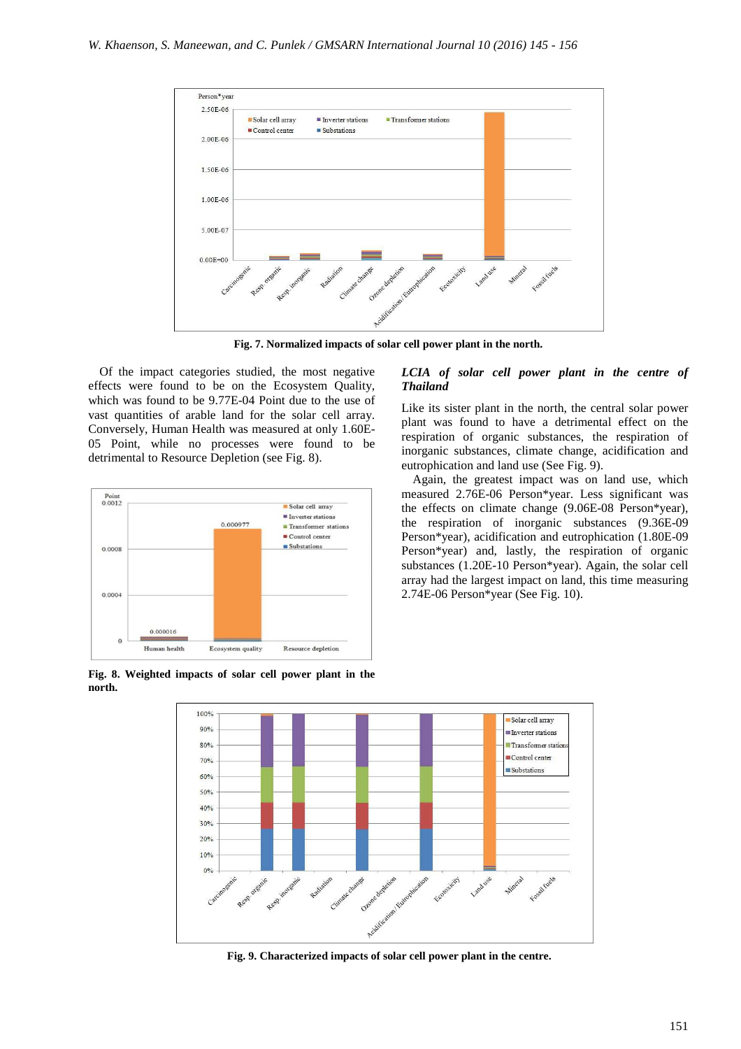Fig. 7. Normalized impacts of solar cell power plant in the north.

Of the impact categories studied, the most negative effects were found to be on the Ecosystem Quality, which was found to be 9.77E-04 Point due to the use of vast quantities of arable land for the solar cell array. Conversely, Human Health was measured at only 1.60E-05 Point, while no processes were found to be detrimental to Resource Depletion (see Fig. 8).

**Fig. 8. Weighted impacts of solar cell power plant in the north.**

### *LCIA of solar cell power plant in the centre of Thailand*

Like its sister plant in the north, the central solar power plant was found to have a detrimental effect on the respiration of organic substances, the respiration of inorganic substances, climate change, acidification and eutrophication and land use (See Fig. 9).

Again, the greatest impact was on land use, which measured 2.76E-06 Person*year. Less significant was the effects on climate change (9.06E-08 Person*year), the respiration of inorganic substances (9.36E-09 Person*year), acidification and eutrophication (1.80E-09 Person*year) and, lastly, the respiration of organic substances (1.20E-10 Person*year). Again, the solar cell array had the largest impact on land, this time measuring 2.74E-06 Person*year (See Fig. 10).

Fig. 9. Characterized impacts of solar cell power plant in the centre.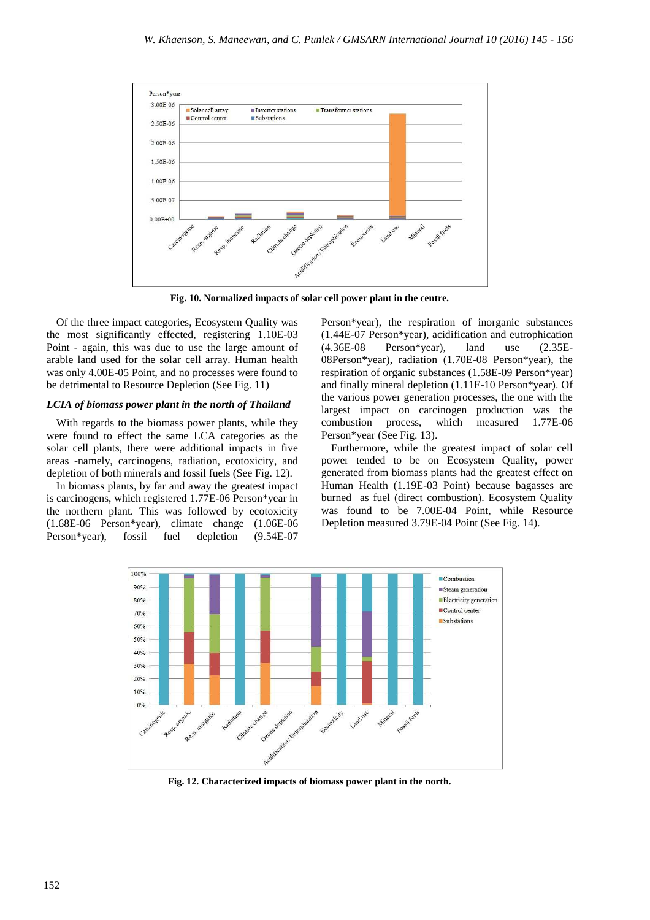Fig. 10. Normalized impacts of solar cell power plant in the centre.

Of the three impact categories, Ecosystem Quality was the most significantly effected, registering 1.10E-03 Point - again, this was due to use the large amount of arable land used for the solar cell array. Human health was only 4.00E-05 Point, and no processes were found to be detrimental to Resource Depletion (See Fig. 11)

### *LCIA of biomass power plant in the north of Thailand*

With regards to the biomass power plants, while they were found to effect the same LCA categories as the solar cell plants, there were additional impacts in five areas -namely, carcinogens, radiation, ecotoxicity, and depletion of both minerals and fossil fuels (See Fig. 12).

In biomass plants, by far and away the greatest impact is carcinogens, which registered 1.77E-06 Person*year in the northern plant. This was followed by ecotoxicity (1.68E-06 Person*year), climate change (1.06E-06 Person*year), fossil fuel depletion (9.54E-07 Person*year), the respiration of inorganic substances (1.44E-07 Person*year), acidification and eutrophication (4.36E-08 Person*year), land use (2.35E-08Person*year), radiation (1.70E-08 Person*year), the respiration of organic substances (1.58E-09 Person*year) and finally mineral depletion (1.11E-10 Person*year). Of the various power generation processes, the one with the largest impact on carcinogen production was the combustion process, which measured 1.77E-06 Person*year (See Fig. 13).

Furthermore, while the greatest impact of solar cell power tended to be on Ecosystem Quality, power generated from biomass plants had the greatest effect on Human Health (1.19E-03 Point) because bagasses are burned as fuel (direct combustion). Ecosystem Quality was found to be 7.00E-04 Point, while Resource Depletion measured 3.79E-04 Point (See Fig. 14).

Fig. 12. Characterized impacts of biomass power plant in the north.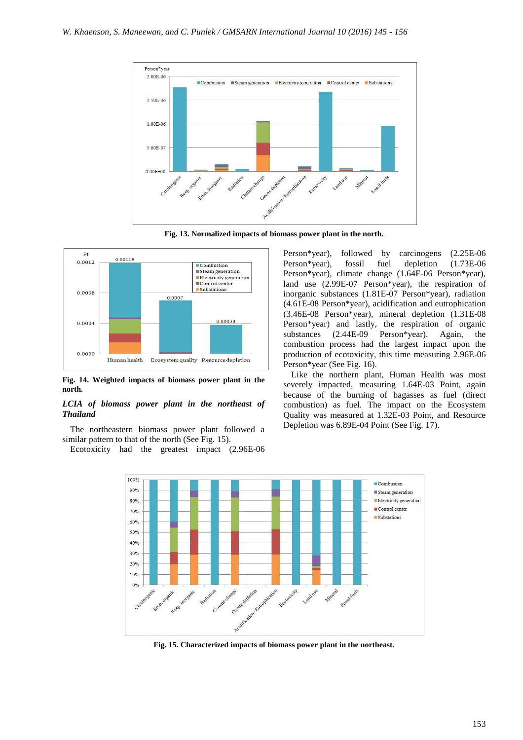Fig. 13. Normalized impacts of biomass power plant in the north.

Fig. 14. Weighted impacts of biomass power plant in the north.

***LCIA of biomass power plant in the northeast of Thailand***

The northeastern biomass power plant followed a similar pattern to that of the north (See Fig. 15).

Ecotoxicity had the greatest impact (2.96E-06 Person*year), followed by carcinogens (2.25E-06 Person*year), fossil fuel depletion (1.73E-06 Person*year), climate change (1.64E-06 Person*year), land use (2.99E-07 Person*year), the respiration of inorganic substances (1.81E-07 Person*year), radiation (4.61E-08 Person*year), acidification and eutrophication (3.46E-08 Person*year), mineral depletion (1.31E-08 Person*year) and lastly, the respiration of organic substances (2.44E-09 Person*year). Again, the combustion process had the largest impact upon the production of ecotoxicity, this time measuring 2.96E-06 Person*year (See Fig. 16).

Like the northern plant, Human Health was most severely impacted, measuring 1.64E-03 Point, again because of the burning of bagasses as fuel (direct combustion) as fuel. The impact on the Ecosystem Quality was measured at 1.32E-03 Point, and Resource Depletion was 6.89E-04 Point (See Fig. 17).

Fig. 15. Characterized impacts of biomass power plant in the northeast.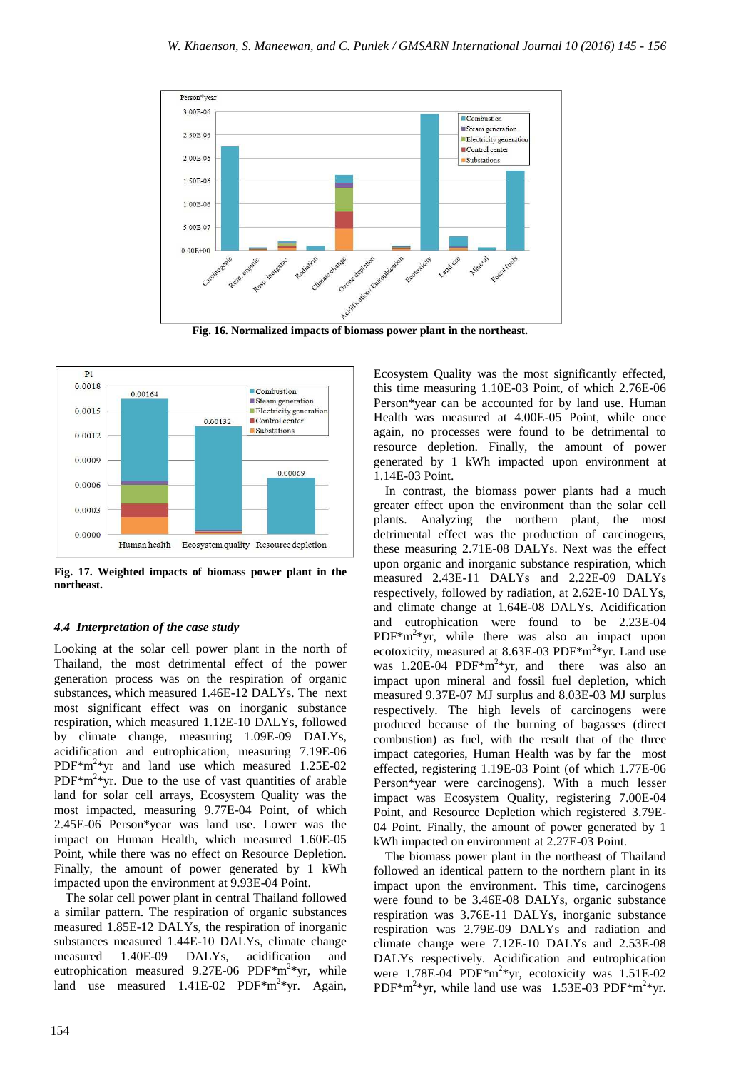Fig. 16. Normalized impacts of biomass power plant in the northeast.

Fig. 17. Weighted impacts of biomass power plant in the northeast.

### *4.4 Interpretation of the case study*

Looking at the solar cell power plant in the north of Thailand, the most detrimental effect of the power generation process was on the respiration of organic substances, which measured 1.46E-12 DALYs. The next most significant effect was on inorganic substance respiration, which measured 1.12E-10 DALYs, followed by climate change, measuring 1.09E-09 DALYs, acidification and eutrophication, measuring 7.19E-06 PDF\*m$^2$\*yr and land use which measured 1.25E-02 PDF\*m$^2$\*yr. Due to the use of vast quantities of arable land for solar cell arrays, Ecosystem Quality was the most impacted, measuring 9.77E-04 Point, of which 2.45E-06 Person\*year was land use. Lower was the impact on Human Health, which measured 1.60E-05 Point, while there was no effect on Resource Depletion. Finally, the amount of power generated by 1 kWh impacted upon the environment at 9.93E-04 Point.

The solar cell power plant in central Thailand followed a similar pattern. The respiration of organic substances measured 1.85E-12 DALYs, the respiration of inorganic substances measured 1.44E-10 DALYs, climate change measured 1.40E-09 DALYs, acidification and eutrophication measured 9.27E-06 PDF\*m$^2$\*yr, while land use measured 1.41E-02 PDF\*m$^2$\*yr. Again, Ecosystem Quality was the most significantly effected, this time measuring 1.10E-03 Point, of which 2.76E-06 Person\*year can be accounted for by land use. Human Health was measured at 4.00E-05 Point, while once again, no processes were found to be detrimental to resource depletion. Finally, the amount of power generated by 1 kWh impacted upon environment at 1.14E-03 Point.

In contrast, the biomass power plants had a much greater effect upon the environment than the solar cell plants. Analyzing the northern plant, the most detrimental effect was the production of carcinogens, these measuring 2.71E-08 DALYs. Next was the effect upon organic and inorganic substance respiration, which measured 2.43E-11 DALYs and 2.22E-09 DALYs respectively, followed by radiation, at 2.62E-10 DALYs, and climate change at 1.64E-08 DALYs. Acidification and eutrophication were found to be 2.23E-04 PDF\*m$^2$\*yr, while there was also an impact upon ecotoxicity, measured at 8.63E-03 PDF\*m$^2$\*yr. Land use was 1.20E-04 PDF\*m$^2$\*yr, and there was also an impact upon mineral and fossil fuel depletion, which measured 9.37E-07 MJ surplus and 8.03E-03 MJ surplus respectively. The high levels of carcinogens were produced because of the burning of bagasses (direct combustion) as fuel, with the result that of the three impact categories, Human Health was by far the most effected, registering 1.19E-03 Point (of which 1.77E-06 Person\*year were carcinogens). With a much lesser impact was Ecosystem Quality, registering 7.00E-04 Point, and Resource Depletion which registered 3.79E-04 Point. Finally, the amount of power generated by 1 kWh impacted on environment at 2.27E-03 Point.

The biomass power plant in the northeast of Thailand followed an identical pattern to the northern plant in its impact upon the environment. This time, carcinogens were found to be 3.46E-08 DALYs, organic substance respiration was 3.76E-11 DALYs, inorganic substance respiration was 2.79E-09 DALYs and radiation and climate change were 7.12E-10 DALYs and 2.53E-08 DALYs respectively. Acidification and eutrophication were 1.78E-04 PDF\*m$^2$\*yr, ecotoxicity was 1.51E-02 PDF\*m$^2$\*yr, while land use was 1.53E-03 PDF\*m$^2$\*yr.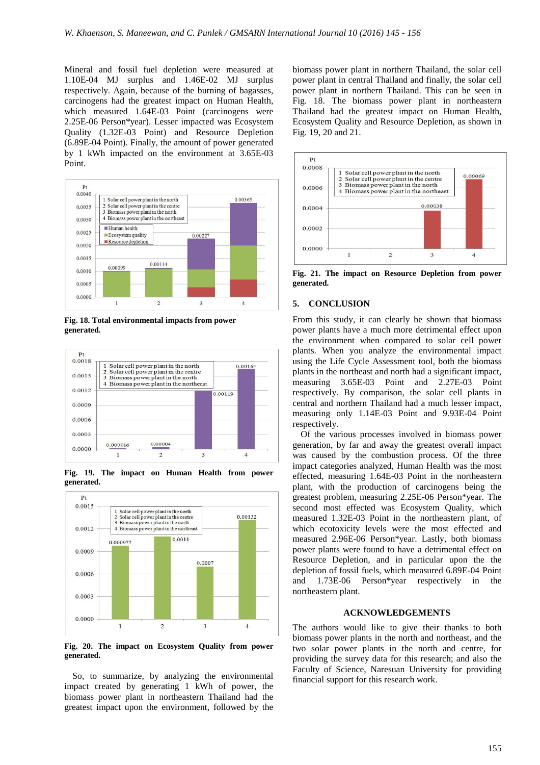Mineral and fossil fuel depletion were measured at 1.10E-04 MJ surplus and 1.46E-02 MJ surplus respectively. Again, because of the burning of bagasses, carcinogens had the greatest impact on Human Health, which measured 1.64E-03 Point (carcinogens were 2.25E-06 Person*year). Lesser impacted was Ecosystem Quality (1.32E-03 Point) and Resource Depletion (6.89E-04 Point). Finally, the amount of power generated by 1 kWh impacted on the environment at 3.65E-03 Point.

**Fig. 18. Total environmental impacts from power generated.**

**Fig. 19. The impact on Human Health from power generated.**

**Fig. 20. The impact on Ecosystem Quality from power generated.**

So, to summarize, by analyzing the environmental impact created by generating 1 kWh of power, the biomass power plant in northeastern Thailand had the greatest impact upon the environment, followed by the biomass power plant in northern Thailand, the solar cell power plant in central Thailand and finally, the solar cell power plant in northern Thailand. This can be seen in Fig. 18. The biomass power plant in northeastern Thailand had the greatest impact on Human Health, Ecosystem Quality and Resource Depletion, as shown in Fig. 19, 20 and 21.

**Fig. 21. The impact on Resource Depletion from power generated.**

## 5. CONCLUSION

From this study, it can clearly be shown that biomass power plants have a much more detrimental effect upon the environment when compared to solar cell power plants. When you analyze the environmental impact using the Life Cycle Assessment tool, both the biomass plants in the northeast and north had a significant impact, measuring 3.65E-03 Point and 2.27E-03 Point respectively. By comparison, the solar cell plants in central and northern Thailand had a much lesser impact, measuring only 1.14E-03 Point and 9.93E-04 Point respectively.

Of the various processes involved in biomass power generation, by far and away the greatest overall impact was caused by the combustion process. Of the three impact categories analyzed, Human Health was the most effected, measuring 1.64E-03 Point in the northeastern plant, with the production of carcinogens being the greatest problem, measuring 2.25E-06 Person*year. The second most effected was Ecosystem Quality, which measured 1.32E-03 Point in the northeastern plant, of which ecotoxicity levels were the most effected and measured 2.96E-06 Person*year. Lastly, both biomass power plants were found to have a detrimental effect on Resource Depletion, and in particular upon the the depletion of fossil fuels, which measured 6.89E-04 Point and 1.73E-06 Person*year respectively in the northeastern plant.

### ACKNOWLEDGEMENTS

The authors would like to give their thanks to both biomass power plants in the north and northeast, and the two solar power plants in the north and centre, for providing the survey data for this research; and also the Faculty of Science, Naresuan University for providing financial support for this research work.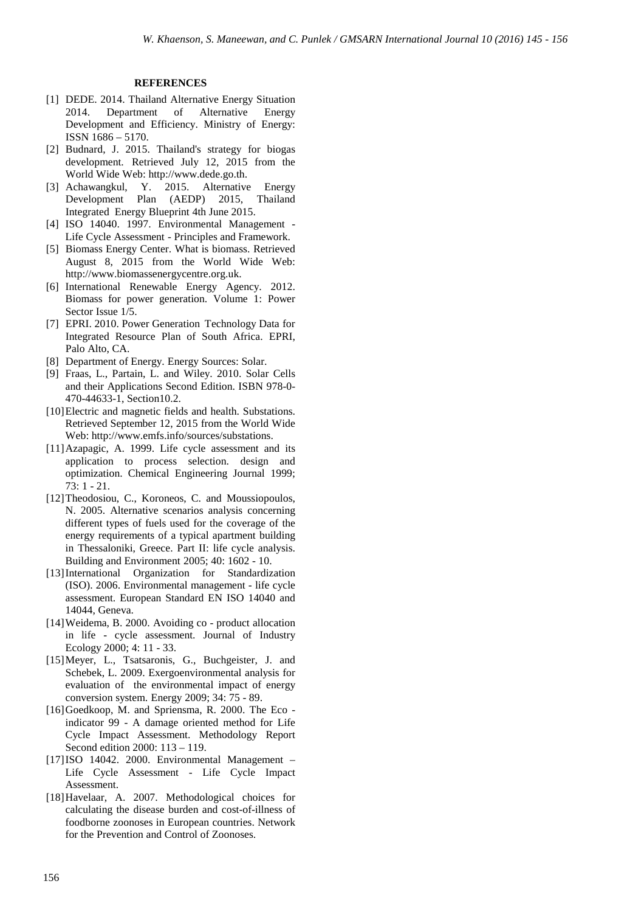## REFERENCES

[1] DEDE. 2014. Thailand Alternative Energy Situation 2014. Department of Alternative Energy Development and Efficiency. Ministry of Energy: ISSN 1686 – 5170.

[2] Budnard, J. 2015. Thailand's strategy for biogas development. Retrieved July 12, 2015 from the World Wide Web: http://www.dede.go.th.

[3] Achawangkul, Y. 2015. Alternative Energy Development Plan (AEDP) 2015, Thailand Integrated Energy Blueprint 4th June 2015.

[4] ISO 14040. 1997. Environmental Management - Life Cycle Assessment - Principles and Framework.

[5] Biomass Energy Center. What is biomass. Retrieved August 8, 2015 from the World Wide Web: http://www.biomassenergycentre.org.uk.

[6] International Renewable Energy Agency. 2012. Biomass for power generation. Volume 1: Power Sector Issue 1/5.

[7] EPRI. 2010. Power Generation Technology Data for Integrated Resource Plan of South Africa. EPRI, Palo Alto, CA.

[8] Department of Energy. Energy Sources: Solar.

[9] Fraas, L., Partain, L. and Wiley. 2010. Solar Cells and their Applications Second Edition. ISBN 978-0-470-44633-1, Section10.2.

[10] Electric and magnetic fields and health. Substations. Retrieved September 12, 2015 from the World Wide Web: http://www.emfs.info/sources/substations.

[11] Azapagic, A. 1999. Life cycle assessment and its application to process selection. design and optimization. Chemical Engineering Journal 1999; 73: 1 - 21.

[12] Theodosiou, C., Koroneos, C. and Moussiopoulos, N. 2005. Alternative scenarios analysis concerning different types of fuels used for the coverage of the energy requirements of a typical apartment building in Thessaloniki, Greece. Part II: life cycle analysis. Building and Environment 2005; 40: 1602 - 10.

[13] International Organization for Standardization (ISO). 2006. Environmental management - life cycle assessment. European Standard EN ISO 14040 and 14044, Geneva.

[14] Weidema, B. 2000. Avoiding co - product allocation in life - cycle assessment. Journal of Industry Ecology 2000; 4: 11 - 33.

[15] Meyer, L., Tsatsaronis, G., Buchgeister, J. and Schebek, L. 2009. Exergoenvironmental analysis for evaluation of the environmental impact of energy conversion system. Energy 2009; 34: 75 - 89.

[16] Goedkoop, M. and Spriensma, R. 2000. The Eco - indicator 99 - A damage oriented method for Life Cycle Impact Assessment. Methodology Report Second edition 2000: 113 – 119.

[17] ISO 14042. 2000. Environmental Management – Life Cycle Assessment - Life Cycle Impact Assessment.

[18] Havelaar, A. 2007. Methodological choices for calculating the disease burden and cost-of-illness of foodborne zoonoses in European countries. Network for the Prevention and Control of Zoonoses.